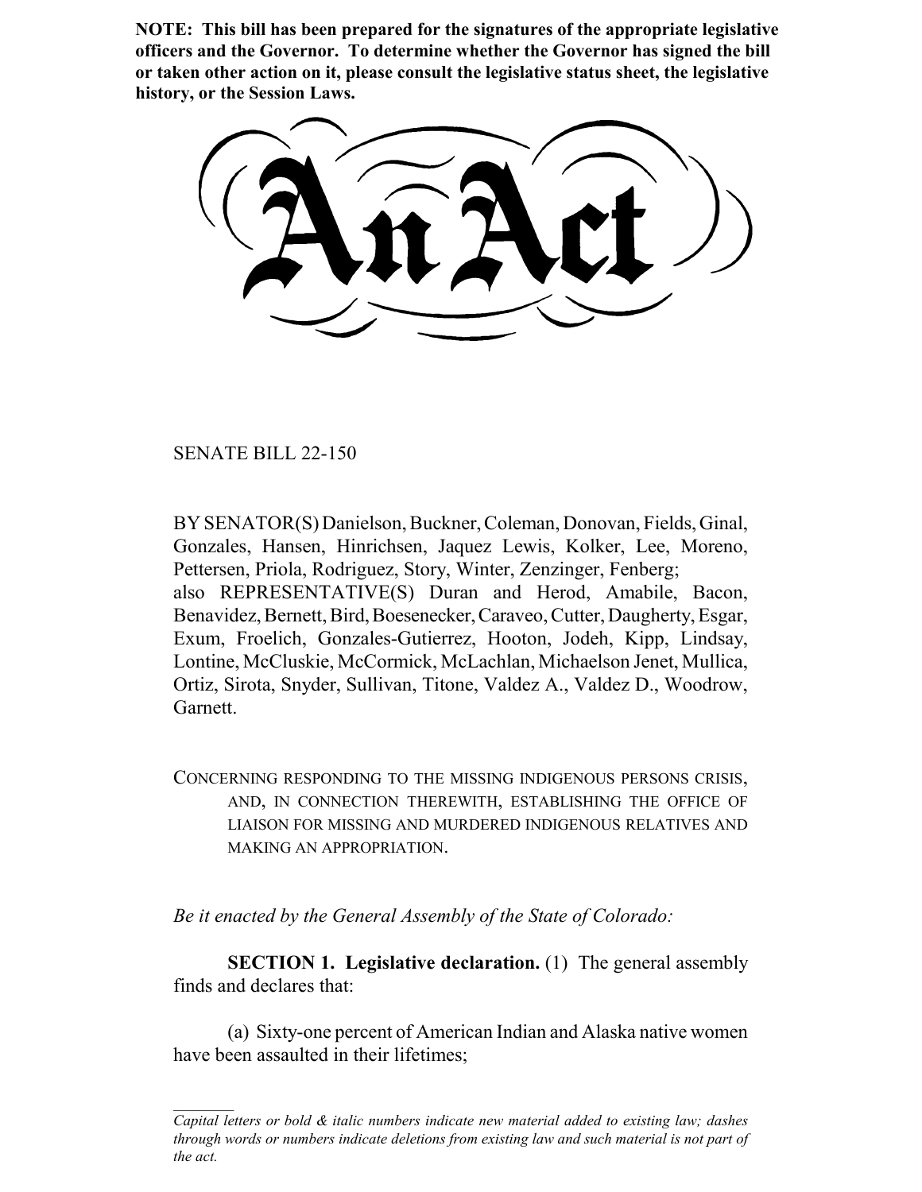**NOTE: This bill has been prepared for the signatures of the appropriate legislative officers and the Governor. To determine whether the Governor has signed the bill or taken other action on it, please consult the legislative status sheet, the legislative history, or the Session Laws.**

# An Act

SENATE BILL 22-150

BY SENATOR(S) Danielson, Buckner, Coleman, Donovan, Fields, Ginal, Gonzales, Hansen, Hinrichsen, Jaquez Lewis, Kolker, Lee, Moreno, Pettersen, Priola, Rodriguez, Story, Winter, Zenzinger, Fenberg;
also REPRESENTATIVE(S) Duran and Herod, Amabile, Bacon, Benavidez, Bernett, Bird, Boesenecker, Caraveo, Cutter, Daugherty, Esgar, Exum, Froelich, Gonzales-Gutierrez, Hooton, Jodeh, Kipp, Lindsay, Lontine, McCluskie, McCormick, McLachlan, Michaelson Jenet, Mullica, Ortiz, Sirota, Snyder, Sullivan, Titone, Valdez A., Valdez D., Woodrow, Garnett.

CONCERNING RESPONDING TO THE MISSING INDIGENOUS PERSONS CRISIS, AND, IN CONNECTION THEREWITH, ESTABLISHING THE OFFICE OF LIAISON FOR MISSING AND MURDERED INDIGENOUS RELATIVES AND MAKING AN APPROPRIATION.

*Be it enacted by the General Assembly of the State of Colorado:*

**SECTION 1. Legislative declaration.** (1) The general assembly finds and declares that:

(a) Sixty-one percent of American Indian and Alaska native women have been assaulted in their lifetimes;

*Capital letters or bold & italic numbers indicate new material added to existing law; dashes through words or numbers indicate deletions from existing law and such material is not part of the act.*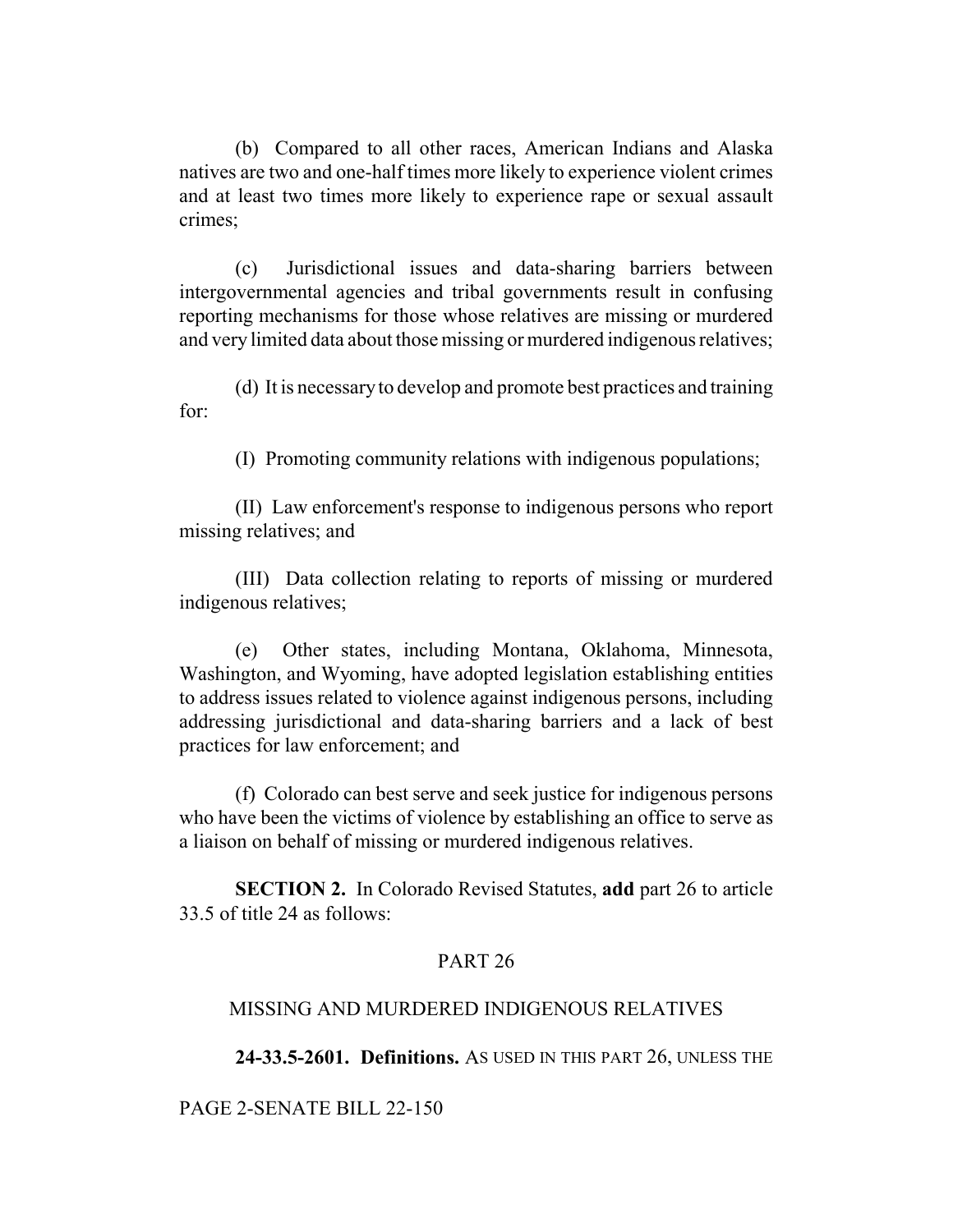(b) Compared to all other races, American Indians and Alaska natives are two and one-half times more likely to experience violent crimes and at least two times more likely to experience rape or sexual assault crimes;

(c) Jurisdictional issues and data-sharing barriers between intergovernmental agencies and tribal governments result in confusing reporting mechanisms for those whose relatives are missing or murdered and very limited data about those missing or murdered indigenous relatives;

(d) It is necessary to develop and promote best practices and training for:

(I) Promoting community relations with indigenous populations;

(II) Law enforcement's response to indigenous persons who report missing relatives; and

(III) Data collection relating to reports of missing or murdered indigenous relatives;

(e) Other states, including Montana, Oklahoma, Minnesota, Washington, and Wyoming, have adopted legislation establishing entities to address issues related to violence against indigenous persons, including addressing jurisdictional and data-sharing barriers and a lack of best practices for law enforcement; and

(f) Colorado can best serve and seek justice for indigenous persons who have been the victims of violence by establishing an office to serve as a liaison on behalf of missing or murdered indigenous relatives.

**SECTION 2.** In Colorado Revised Statutes, **add** part 26 to article 33.5 of title 24 as follows:

PART 26

MISSING AND MURDERED INDIGENOUS RELATIVES

**24-33.5-2601. Definitions.** AS USED IN THIS PART 26, UNLESS THE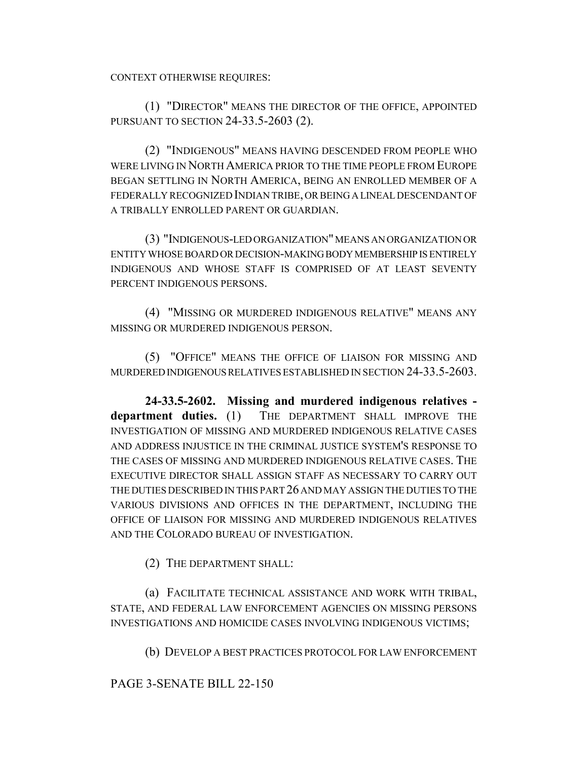CONTEXT OTHERWISE REQUIRES:

(1) "DIRECTOR" MEANS THE DIRECTOR OF THE OFFICE, APPOINTED PURSUANT TO SECTION 24-33.5-2603 (2).

(2) "INDIGENOUS" MEANS HAVING DESCENDED FROM PEOPLE WHO WERE LIVING IN NORTH AMERICA PRIOR TO THE TIME PEOPLE FROM EUROPE BEGAN SETTLING IN NORTH AMERICA, BEING AN ENROLLED MEMBER OF A FEDERALLY RECOGNIZED INDIAN TRIBE, OR BEING A LINEAL DESCENDANT OF A TRIBALLY ENROLLED PARENT OR GUARDIAN.

(3) "INDIGENOUS-LED ORGANIZATION" MEANS AN ORGANIZATION OR ENTITY WHOSE BOARD OR DECISION-MAKING BODY MEMBERSHIP IS ENTIRELY INDIGENOUS AND WHOSE STAFF IS COMPRISED OF AT LEAST SEVENTY PERCENT INDIGENOUS PERSONS.

(4) "MISSING OR MURDERED INDIGENOUS RELATIVE" MEANS ANY MISSING OR MURDERED INDIGENOUS PERSON.

(5) "OFFICE" MEANS THE OFFICE OF LIAISON FOR MISSING AND MURDERED INDIGENOUS RELATIVES ESTABLISHED IN SECTION 24-33.5-2603.

**24-33.5-2602. Missing and murdered indigenous relatives - department duties.** (1) THE DEPARTMENT SHALL IMPROVE THE INVESTIGATION OF MISSING AND MURDERED INDIGENOUS RELATIVE CASES AND ADDRESS INJUSTICE IN THE CRIMINAL JUSTICE SYSTEM'S RESPONSE TO THE CASES OF MISSING AND MURDERED INDIGENOUS RELATIVE CASES. THE EXECUTIVE DIRECTOR SHALL ASSIGN STAFF AS NECESSARY TO CARRY OUT THE DUTIES DESCRIBED IN THIS PART 26 AND MAY ASSIGN THE DUTIES TO THE VARIOUS DIVISIONS AND OFFICES IN THE DEPARTMENT, INCLUDING THE OFFICE OF LIAISON FOR MISSING AND MURDERED INDIGENOUS RELATIVES AND THE COLORADO BUREAU OF INVESTIGATION.

(2) THE DEPARTMENT SHALL:

(a) FACILITATE TECHNICAL ASSISTANCE AND WORK WITH TRIBAL, STATE, AND FEDERAL LAW ENFORCEMENT AGENCIES ON MISSING PERSONS INVESTIGATIONS AND HOMICIDE CASES INVOLVING INDIGENOUS VICTIMS;

(b) DEVELOP A BEST PRACTICES PROTOCOL FOR LAW ENFORCEMENT

PAGE 3-SENATE BILL 22-150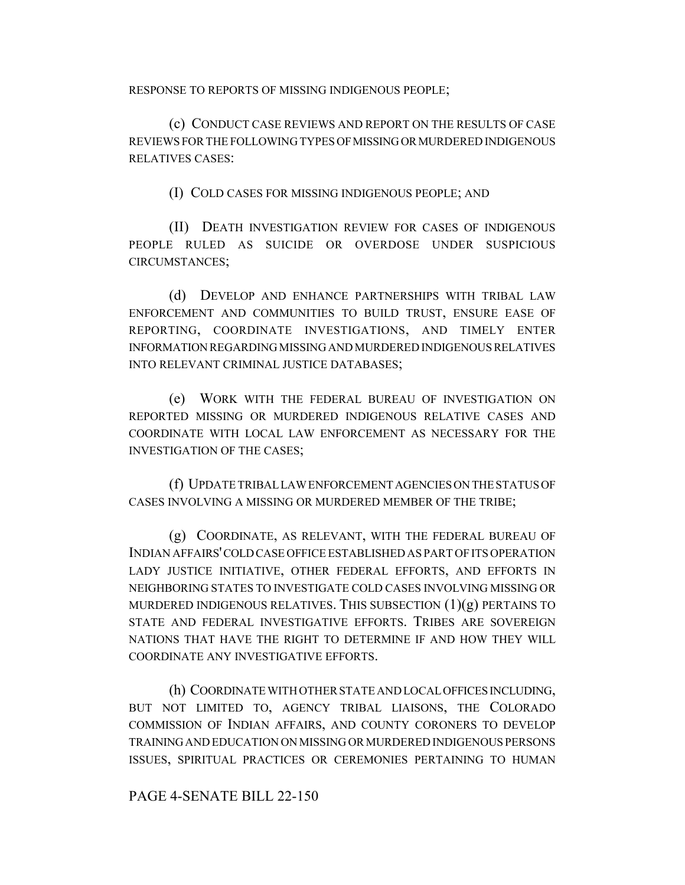RESPONSE TO REPORTS OF MISSING INDIGENOUS PEOPLE;

(c) CONDUCT CASE REVIEWS AND REPORT ON THE RESULTS OF CASE REVIEWS FOR THE FOLLOWING TYPES OF MISSING OR MURDERED INDIGENOUS RELATIVES CASES:

(I) COLD CASES FOR MISSING INDIGENOUS PEOPLE; AND

(II) DEATH INVESTIGATION REVIEW FOR CASES OF INDIGENOUS PEOPLE RULED AS SUICIDE OR OVERDOSE UNDER SUSPICIOUS CIRCUMSTANCES;

(d) DEVELOP AND ENHANCE PARTNERSHIPS WITH TRIBAL LAW ENFORCEMENT AND COMMUNITIES TO BUILD TRUST, ENSURE EASE OF REPORTING, COORDINATE INVESTIGATIONS, AND TIMELY ENTER INFORMATION REGARDING MISSING AND MURDERED INDIGENOUS RELATIVES INTO RELEVANT CRIMINAL JUSTICE DATABASES;

(e) WORK WITH THE FEDERAL BUREAU OF INVESTIGATION ON REPORTED MISSING OR MURDERED INDIGENOUS RELATIVE CASES AND COORDINATE WITH LOCAL LAW ENFORCEMENT AS NECESSARY FOR THE INVESTIGATION OF THE CASES;

(f) UPDATE TRIBAL LAW ENFORCEMENT AGENCIES ON THE STATUS OF CASES INVOLVING A MISSING OR MURDERED MEMBER OF THE TRIBE;

(g) COORDINATE, AS RELEVANT, WITH THE FEDERAL BUREAU OF INDIAN AFFAIRS' COLD CASE OFFICE ESTABLISHED AS PART OF ITS OPERATION LADY JUSTICE INITIATIVE, OTHER FEDERAL EFFORTS, AND EFFORTS IN NEIGHBORING STATES TO INVESTIGATE COLD CASES INVOLVING MISSING OR MURDERED INDIGENOUS RELATIVES. THIS SUBSECTION (1)(g) PERTAINS TO STATE AND FEDERAL INVESTIGATIVE EFFORTS. TRIBES ARE SOVEREIGN NATIONS THAT HAVE THE RIGHT TO DETERMINE IF AND HOW THEY WILL COORDINATE ANY INVESTIGATIVE EFFORTS.

(h) COORDINATE WITH OTHER STATE AND LOCAL OFFICES INCLUDING, BUT NOT LIMITED TO, AGENCY TRIBAL LIAISONS, THE COLORADO COMMISSION OF INDIAN AFFAIRS, AND COUNTY CORONERS TO DEVELOP TRAINING AND EDUCATION ON MISSING OR MURDERED INDIGENOUS PERSONS ISSUES, SPIRITUAL PRACTICES OR CEREMONIES PERTAINING TO HUMAN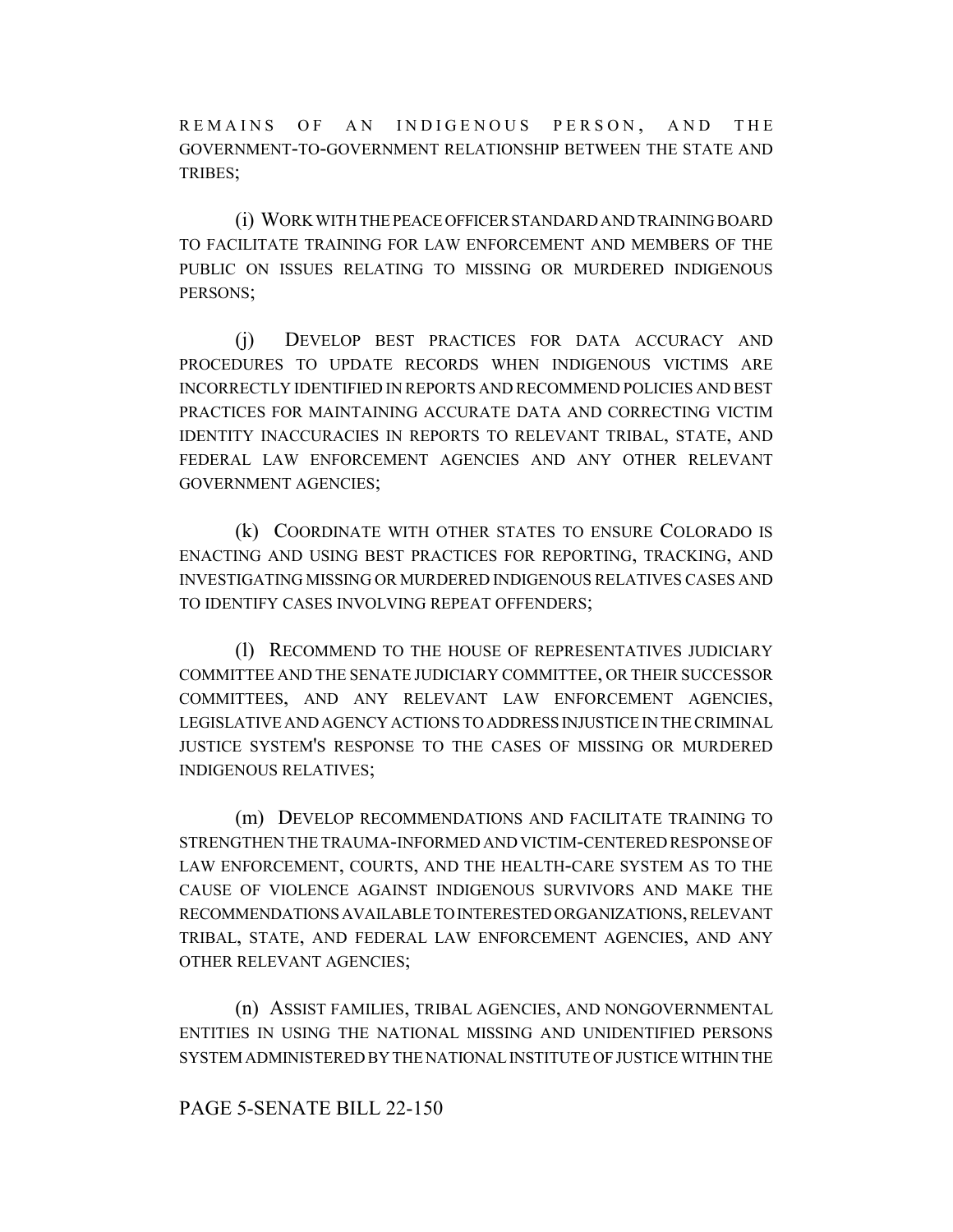REMAINS OF AN INDIGENOUS PERSON, AND THE GOVERNMENT-TO-GOVERNMENT RELATIONSHIP BETWEEN THE STATE AND TRIBES;

(i) WORK WITH THE PEACE OFFICER STANDARD AND TRAINING BOARD TO FACILITATE TRAINING FOR LAW ENFORCEMENT AND MEMBERS OF THE PUBLIC ON ISSUES RELATING TO MISSING OR MURDERED INDIGENOUS PERSONS;

(j) DEVELOP BEST PRACTICES FOR DATA ACCURACY AND PROCEDURES TO UPDATE RECORDS WHEN INDIGENOUS VICTIMS ARE INCORRECTLY IDENTIFIED IN REPORTS AND RECOMMEND POLICIES AND BEST PRACTICES FOR MAINTAINING ACCURATE DATA AND CORRECTING VICTIM IDENTITY INACCURACIES IN REPORTS TO RELEVANT TRIBAL, STATE, AND FEDERAL LAW ENFORCEMENT AGENCIES AND ANY OTHER RELEVANT GOVERNMENT AGENCIES;

(k) COORDINATE WITH OTHER STATES TO ENSURE COLORADO IS ENACTING AND USING BEST PRACTICES FOR REPORTING, TRACKING, AND INVESTIGATING MISSING OR MURDERED INDIGENOUS RELATIVES CASES AND TO IDENTIFY CASES INVOLVING REPEAT OFFENDERS;

(l) RECOMMEND TO THE HOUSE OF REPRESENTATIVES JUDICIARY COMMITTEE AND THE SENATE JUDICIARY COMMITTEE, OR THEIR SUCCESSOR COMMITTEES, AND ANY RELEVANT LAW ENFORCEMENT AGENCIES, LEGISLATIVE AND AGENCY ACTIONS TO ADDRESS INJUSTICE IN THE CRIMINAL JUSTICE SYSTEM'S RESPONSE TO THE CASES OF MISSING OR MURDERED INDIGENOUS RELATIVES;

(m) DEVELOP RECOMMENDATIONS AND FACILITATE TRAINING TO STRENGTHEN THE TRAUMA-INFORMED AND VICTIM-CENTERED RESPONSE OF LAW ENFORCEMENT, COURTS, AND THE HEALTH-CARE SYSTEM AS TO THE CAUSE OF VIOLENCE AGAINST INDIGENOUS SURVIVORS AND MAKE THE RECOMMENDATIONS AVAILABLE TO INTERESTED ORGANIZATIONS, RELEVANT TRIBAL, STATE, AND FEDERAL LAW ENFORCEMENT AGENCIES, AND ANY OTHER RELEVANT AGENCIES;

(n) ASSIST FAMILIES, TRIBAL AGENCIES, AND NONGOVERNMENTAL ENTITIES IN USING THE NATIONAL MISSING AND UNIDENTIFIED PERSONS SYSTEM ADMINISTERED BY THE NATIONAL INSTITUTE OF JUSTICE WITHIN THE

PAGE 5-SENATE BILL 22-150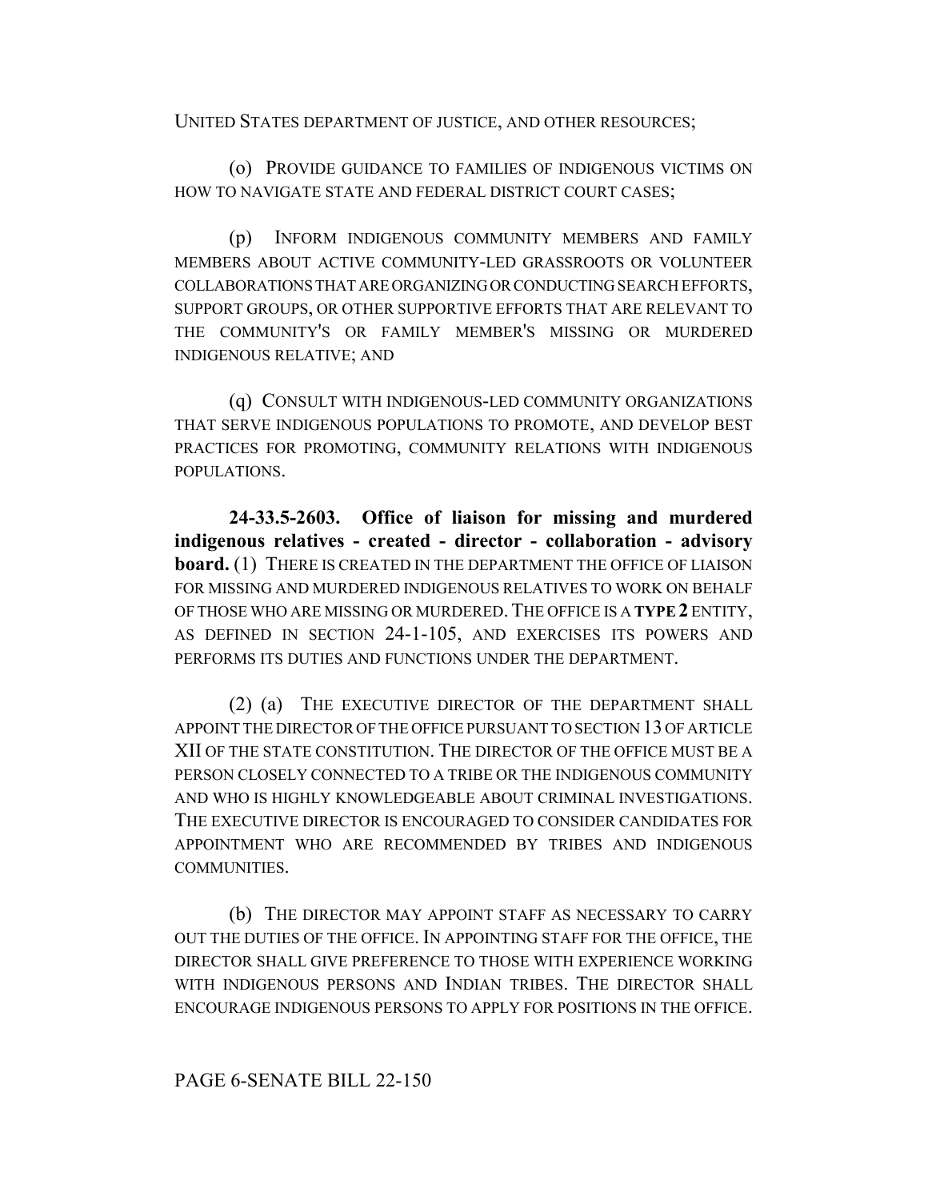UNITED STATES DEPARTMENT OF JUSTICE, AND OTHER RESOURCES;

(o) PROVIDE GUIDANCE TO FAMILIES OF INDIGENOUS VICTIMS ON HOW TO NAVIGATE STATE AND FEDERAL DISTRICT COURT CASES;

(p) INFORM INDIGENOUS COMMUNITY MEMBERS AND FAMILY MEMBERS ABOUT ACTIVE COMMUNITY-LED GRASSROOTS OR VOLUNTEER COLLABORATIONS THAT ARE ORGANIZING OR CONDUCTING SEARCH EFFORTS, SUPPORT GROUPS, OR OTHER SUPPORTIVE EFFORTS THAT ARE RELEVANT TO THE COMMUNITY'S OR FAMILY MEMBER'S MISSING OR MURDERED INDIGENOUS RELATIVE; AND

(q) CONSULT WITH INDIGENOUS-LED COMMUNITY ORGANIZATIONS THAT SERVE INDIGENOUS POPULATIONS TO PROMOTE, AND DEVELOP BEST PRACTICES FOR PROMOTING, COMMUNITY RELATIONS WITH INDIGENOUS POPULATIONS.

**24-33.5-2603. Office of liaison for missing and murdered indigenous relatives - created - director - collaboration - advisory board.** (1) THERE IS CREATED IN THE DEPARTMENT THE OFFICE OF LIAISON FOR MISSING AND MURDERED INDIGENOUS RELATIVES TO WORK ON BEHALF OF THOSE WHO ARE MISSING OR MURDERED. THE OFFICE IS A **TYPE 2** ENTITY, AS DEFINED IN SECTION 24-1-105, AND EXERCISES ITS POWERS AND PERFORMS ITS DUTIES AND FUNCTIONS UNDER THE DEPARTMENT.

(2) (a) THE EXECUTIVE DIRECTOR OF THE DEPARTMENT SHALL APPOINT THE DIRECTOR OF THE OFFICE PURSUANT TO SECTION 13 OF ARTICLE XII OF THE STATE CONSTITUTION. THE DIRECTOR OF THE OFFICE MUST BE A PERSON CLOSELY CONNECTED TO A TRIBE OR THE INDIGENOUS COMMUNITY AND WHO IS HIGHLY KNOWLEDGEABLE ABOUT CRIMINAL INVESTIGATIONS. THE EXECUTIVE DIRECTOR IS ENCOURAGED TO CONSIDER CANDIDATES FOR APPOINTMENT WHO ARE RECOMMENDED BY TRIBES AND INDIGENOUS COMMUNITIES.

(b) THE DIRECTOR MAY APPOINT STAFF AS NECESSARY TO CARRY OUT THE DUTIES OF THE OFFICE. IN APPOINTING STAFF FOR THE OFFICE, THE DIRECTOR SHALL GIVE PREFERENCE TO THOSE WITH EXPERIENCE WORKING WITH INDIGENOUS PERSONS AND INDIAN TRIBES. THE DIRECTOR SHALL ENCOURAGE INDIGENOUS PERSONS TO APPLY FOR POSITIONS IN THE OFFICE.

PAGE 6-SENATE BILL 22-150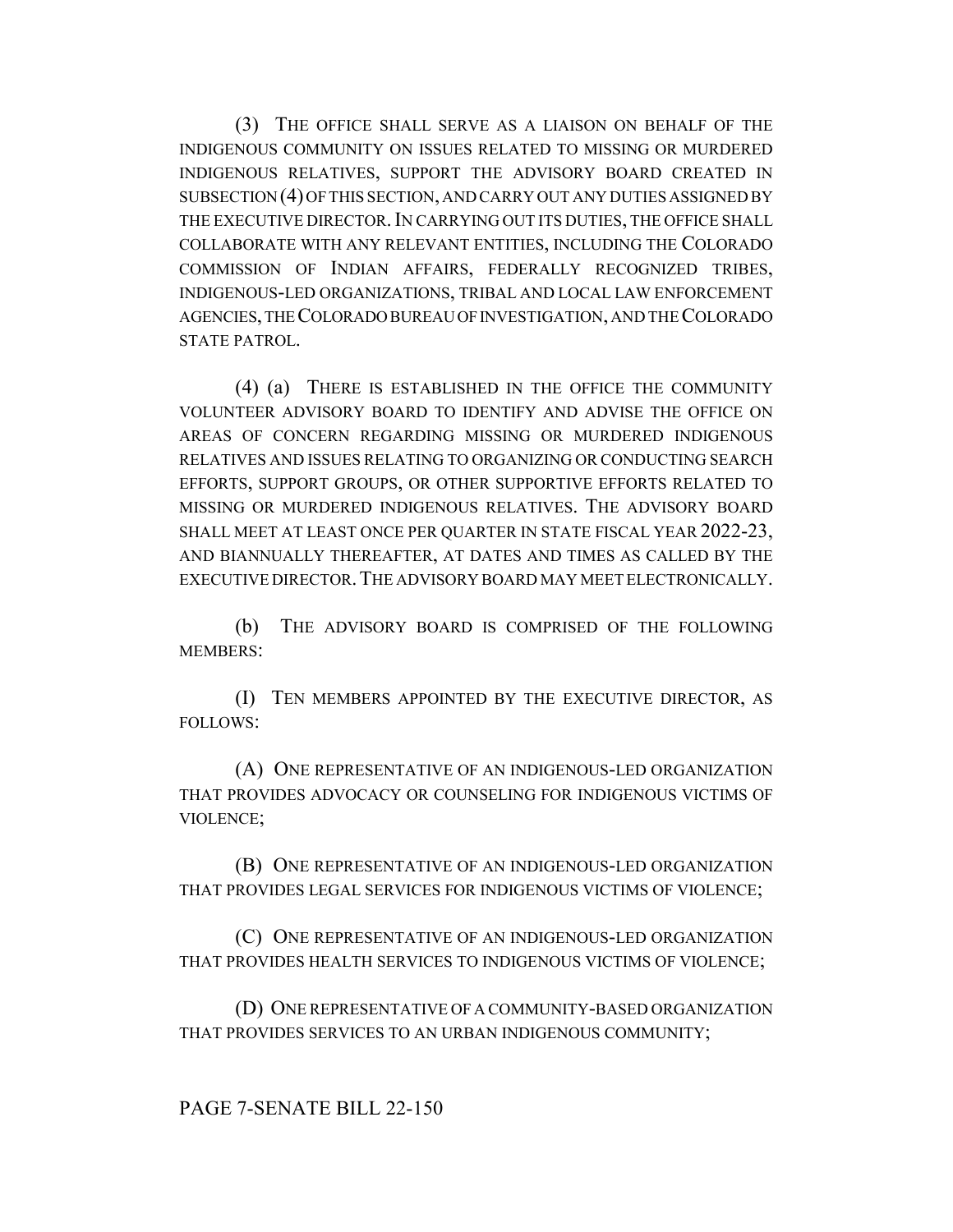(3) THE OFFICE SHALL SERVE AS A LIAISON ON BEHALF OF THE INDIGENOUS COMMUNITY ON ISSUES RELATED TO MISSING OR MURDERED INDIGENOUS RELATIVES, SUPPORT THE ADVISORY BOARD CREATED IN SUBSECTION (4) OF THIS SECTION, AND CARRY OUT ANY DUTIES ASSIGNED BY THE EXECUTIVE DIRECTOR. IN CARRYING OUT ITS DUTIES, THE OFFICE SHALL COLLABORATE WITH ANY RELEVANT ENTITIES, INCLUDING THE COLORADO COMMISSION OF INDIAN AFFAIRS, FEDERALLY RECOGNIZED TRIBES, INDIGENOUS-LED ORGANIZATIONS, TRIBAL AND LOCAL LAW ENFORCEMENT AGENCIES, THE COLORADO BUREAU OF INVESTIGATION, AND THE COLORADO STATE PATROL.

(4) (a) THERE IS ESTABLISHED IN THE OFFICE THE COMMUNITY VOLUNTEER ADVISORY BOARD TO IDENTIFY AND ADVISE THE OFFICE ON AREAS OF CONCERN REGARDING MISSING OR MURDERED INDIGENOUS RELATIVES AND ISSUES RELATING TO ORGANIZING OR CONDUCTING SEARCH EFFORTS, SUPPORT GROUPS, OR OTHER SUPPORTIVE EFFORTS RELATED TO MISSING OR MURDERED INDIGENOUS RELATIVES. THE ADVISORY BOARD SHALL MEET AT LEAST ONCE PER QUARTER IN STATE FISCAL YEAR 2022-23, AND BIANNUALLY THEREAFTER, AT DATES AND TIMES AS CALLED BY THE EXECUTIVE DIRECTOR. THE ADVISORY BOARD MAY MEET ELECTRONICALLY.

(b) THE ADVISORY BOARD IS COMPRISED OF THE FOLLOWING MEMBERS:

(I) TEN MEMBERS APPOINTED BY THE EXECUTIVE DIRECTOR, AS FOLLOWS:

(A) ONE REPRESENTATIVE OF AN INDIGENOUS-LED ORGANIZATION THAT PROVIDES ADVOCACY OR COUNSELING FOR INDIGENOUS VICTIMS OF VIOLENCE;

(B) ONE REPRESENTATIVE OF AN INDIGENOUS-LED ORGANIZATION THAT PROVIDES LEGAL SERVICES FOR INDIGENOUS VICTIMS OF VIOLENCE;

(C) ONE REPRESENTATIVE OF AN INDIGENOUS-LED ORGANIZATION THAT PROVIDES HEALTH SERVICES TO INDIGENOUS VICTIMS OF VIOLENCE;

(D) ONE REPRESENTATIVE OF A COMMUNITY-BASED ORGANIZATION THAT PROVIDES SERVICES TO AN URBAN INDIGENOUS COMMUNITY;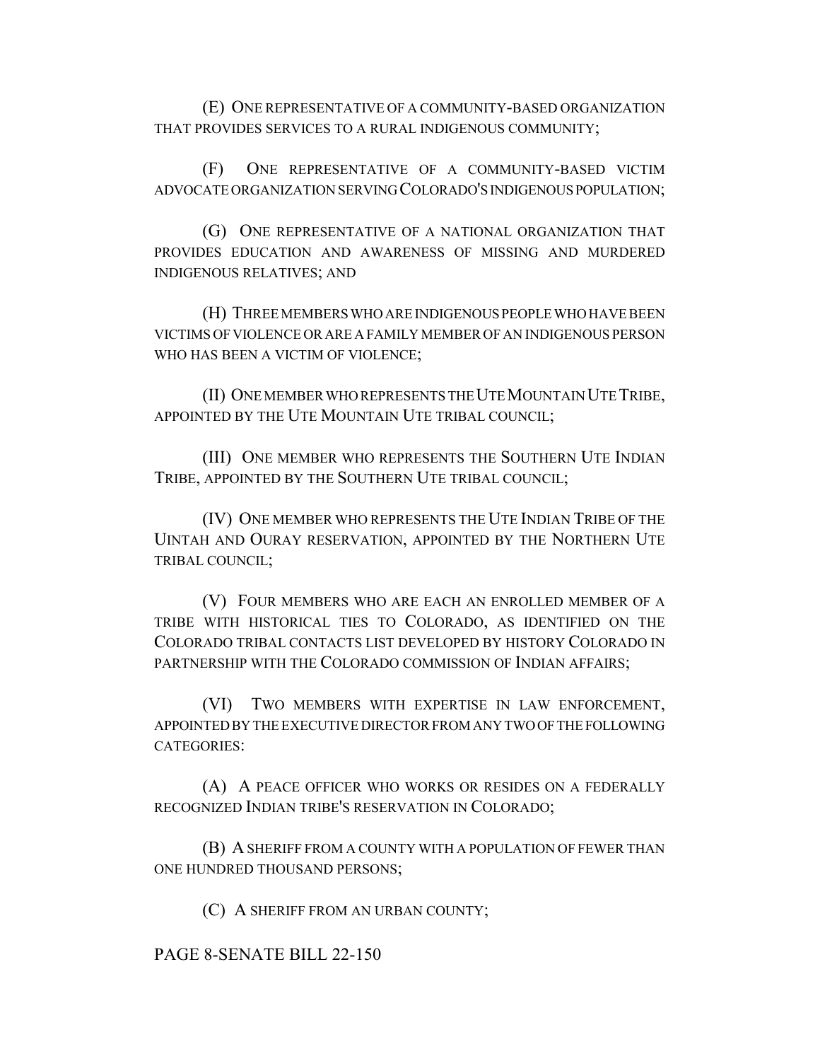(E) ONE REPRESENTATIVE OF A COMMUNITY-BASED ORGANIZATION THAT PROVIDES SERVICES TO A RURAL INDIGENOUS COMMUNITY;

(F) ONE REPRESENTATIVE OF A COMMUNITY-BASED VICTIM ADVOCATE ORGANIZATION SERVING COLORADO'S INDIGENOUS POPULATION;

(G) ONE REPRESENTATIVE OF A NATIONAL ORGANIZATION THAT PROVIDES EDUCATION AND AWARENESS OF MISSING AND MURDERED INDIGENOUS RELATIVES; AND

(H) THREE MEMBERS WHO ARE INDIGENOUS PEOPLE WHO HAVE BEEN VICTIMS OF VIOLENCE OR ARE A FAMILY MEMBER OF AN INDIGENOUS PERSON WHO HAS BEEN A VICTIM OF VIOLENCE;

(II) ONE MEMBER WHO REPRESENTS THE UTE MOUNTAIN UTE TRIBE, APPOINTED BY THE UTE MOUNTAIN UTE TRIBAL COUNCIL;

(III) ONE MEMBER WHO REPRESENTS THE SOUTHERN UTE INDIAN TRIBE, APPOINTED BY THE SOUTHERN UTE TRIBAL COUNCIL;

(IV) ONE MEMBER WHO REPRESENTS THE UTE INDIAN TRIBE OF THE UINTAH AND OURAY RESERVATION, APPOINTED BY THE NORTHERN UTE TRIBAL COUNCIL;

(V) FOUR MEMBERS WHO ARE EACH AN ENROLLED MEMBER OF A TRIBE WITH HISTORICAL TIES TO COLORADO, AS IDENTIFIED ON THE COLORADO TRIBAL CONTACTS LIST DEVELOPED BY HISTORY COLORADO IN PARTNERSHIP WITH THE COLORADO COMMISSION OF INDIAN AFFAIRS;

(VI) TWO MEMBERS WITH EXPERTISE IN LAW ENFORCEMENT, APPOINTED BY THE EXECUTIVE DIRECTOR FROM ANY TWO OF THE FOLLOWING CATEGORIES:

(A) A PEACE OFFICER WHO WORKS OR RESIDES ON A FEDERALLY RECOGNIZED INDIAN TRIBE'S RESERVATION IN COLORADO;

(B) A SHERIFF FROM A COUNTY WITH A POPULATION OF FEWER THAN ONE HUNDRED THOUSAND PERSONS;

(C) A SHERIFF FROM AN URBAN COUNTY;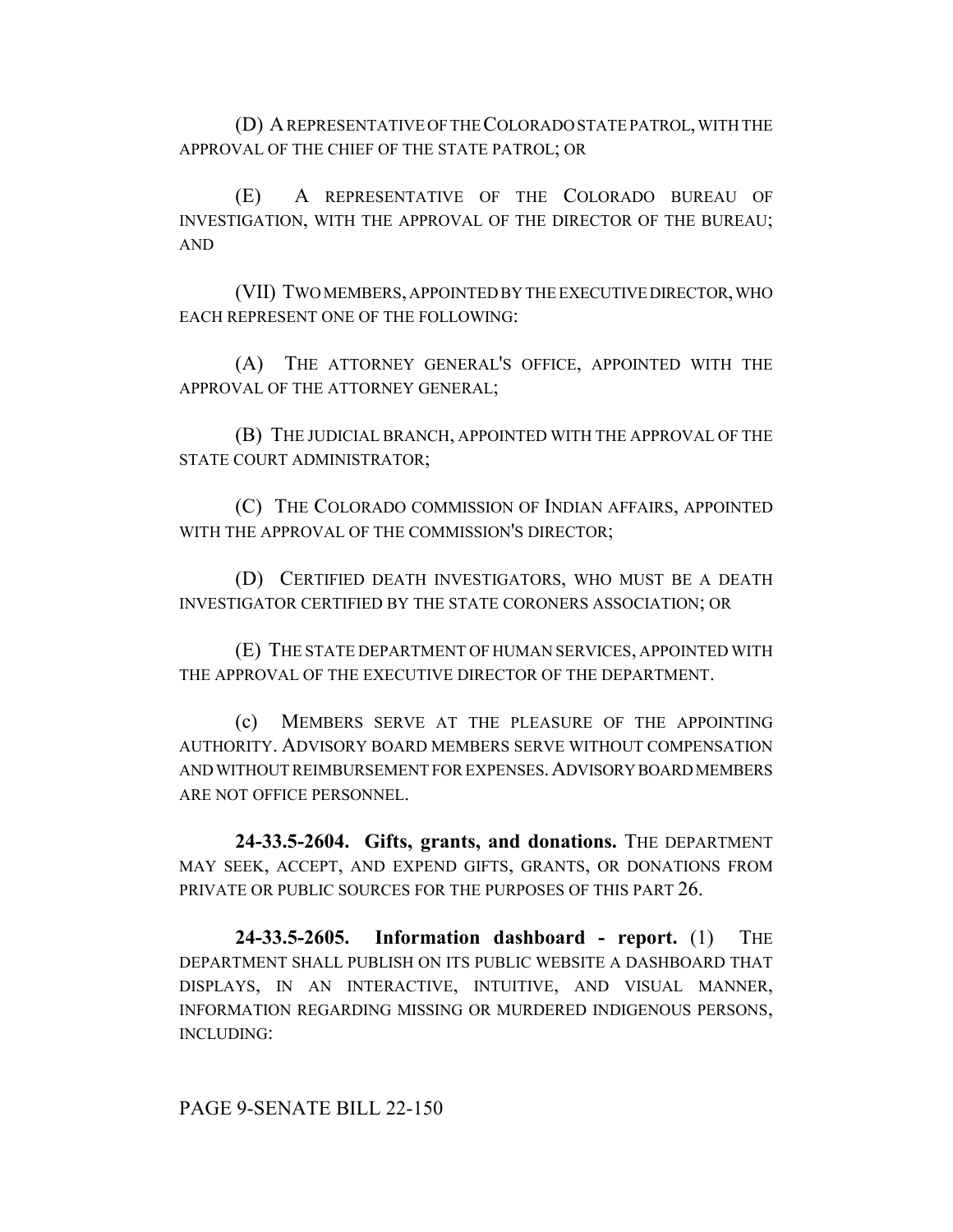(D) A REPRESENTATIVE OF THE COLORADO STATE PATROL, WITH THE APPROVAL OF THE CHIEF OF THE STATE PATROL; OR

(E) A REPRESENTATIVE OF THE COLORADO BUREAU OF INVESTIGATION, WITH THE APPROVAL OF THE DIRECTOR OF THE BUREAU; AND

(VII) TWO MEMBERS, APPOINTED BY THE EXECUTIVE DIRECTOR, WHO EACH REPRESENT ONE OF THE FOLLOWING:

(A) THE ATTORNEY GENERAL'S OFFICE, APPOINTED WITH THE APPROVAL OF THE ATTORNEY GENERAL;

(B) THE JUDICIAL BRANCH, APPOINTED WITH THE APPROVAL OF THE STATE COURT ADMINISTRATOR;

(C) THE COLORADO COMMISSION OF INDIAN AFFAIRS, APPOINTED WITH THE APPROVAL OF THE COMMISSION'S DIRECTOR;

(D) CERTIFIED DEATH INVESTIGATORS, WHO MUST BE A DEATH INVESTIGATOR CERTIFIED BY THE STATE CORONERS ASSOCIATION; OR

(E) THE STATE DEPARTMENT OF HUMAN SERVICES, APPOINTED WITH THE APPROVAL OF THE EXECUTIVE DIRECTOR OF THE DEPARTMENT.

(c) MEMBERS SERVE AT THE PLEASURE OF THE APPOINTING AUTHORITY. ADVISORY BOARD MEMBERS SERVE WITHOUT COMPENSATION AND WITHOUT REIMBURSEMENT FOR EXPENSES. ADVISORY BOARD MEMBERS ARE NOT OFFICE PERSONNEL.

**24-33.5-2604. Gifts, grants, and donations.** THE DEPARTMENT MAY SEEK, ACCEPT, AND EXPEND GIFTS, GRANTS, OR DONATIONS FROM PRIVATE OR PUBLIC SOURCES FOR THE PURPOSES OF THIS PART 26.

**24-33.5-2605. Information dashboard - report.** (1) THE DEPARTMENT SHALL PUBLISH ON ITS PUBLIC WEBSITE A DASHBOARD THAT DISPLAYS, IN AN INTERACTIVE, INTUITIVE, AND VISUAL MANNER, INFORMATION REGARDING MISSING OR MURDERED INDIGENOUS PERSONS, INCLUDING: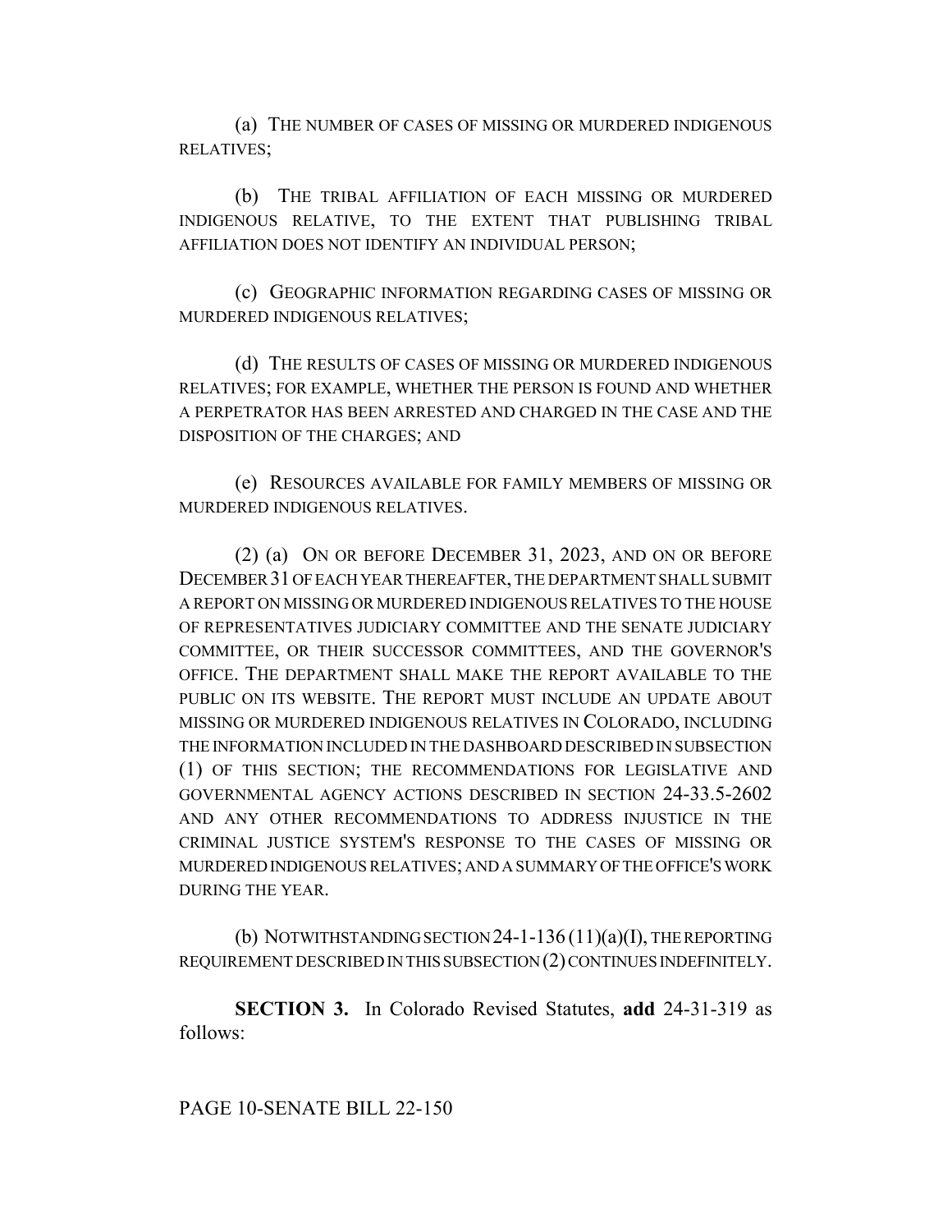(a) THE NUMBER OF CASES OF MISSING OR MURDERED INDIGENOUS RELATIVES;

(b) THE TRIBAL AFFILIATION OF EACH MISSING OR MURDERED INDIGENOUS RELATIVE, TO THE EXTENT THAT PUBLISHING TRIBAL AFFILIATION DOES NOT IDENTIFY AN INDIVIDUAL PERSON;

(c) GEOGRAPHIC INFORMATION REGARDING CASES OF MISSING OR MURDERED INDIGENOUS RELATIVES;

(d) THE RESULTS OF CASES OF MISSING OR MURDERED INDIGENOUS RELATIVES; FOR EXAMPLE, WHETHER THE PERSON IS FOUND AND WHETHER A PERPETRATOR HAS BEEN ARRESTED AND CHARGED IN THE CASE AND THE DISPOSITION OF THE CHARGES; AND

(e) RESOURCES AVAILABLE FOR FAMILY MEMBERS OF MISSING OR MURDERED INDIGENOUS RELATIVES.

(2) (a) ON OR BEFORE DECEMBER 31, 2023, AND ON OR BEFORE DECEMBER 31 OF EACH YEAR THEREAFTER, THE DEPARTMENT SHALL SUBMIT A REPORT ON MISSING OR MURDERED INDIGENOUS RELATIVES TO THE HOUSE OF REPRESENTATIVES JUDICIARY COMMITTEE AND THE SENATE JUDICIARY COMMITTEE, OR THEIR SUCCESSOR COMMITTEES, AND THE GOVERNOR'S OFFICE. THE DEPARTMENT SHALL MAKE THE REPORT AVAILABLE TO THE PUBLIC ON ITS WEBSITE. THE REPORT MUST INCLUDE AN UPDATE ABOUT MISSING OR MURDERED INDIGENOUS RELATIVES IN COLORADO, INCLUDING THE INFORMATION INCLUDED IN THE DASHBOARD DESCRIBED IN SUBSECTION (1) OF THIS SECTION; THE RECOMMENDATIONS FOR LEGISLATIVE AND GOVERNMENTAL AGENCY ACTIONS DESCRIBED IN SECTION 24-33.5-2602 AND ANY OTHER RECOMMENDATIONS TO ADDRESS INJUSTICE IN THE CRIMINAL JUSTICE SYSTEM'S RESPONSE TO THE CASES OF MISSING OR MURDERED INDIGENOUS RELATIVES; AND A SUMMARY OF THE OFFICE'S WORK DURING THE YEAR.

(b) NOTWITHSTANDING SECTION 24-1-136 (11)(a)(I), THE REPORTING REQUIREMENT DESCRIBED IN THIS SUBSECTION (2) CONTINUES INDEFINITELY.

**SECTION 3.** In Colorado Revised Statutes, **add** 24-31-319 as follows: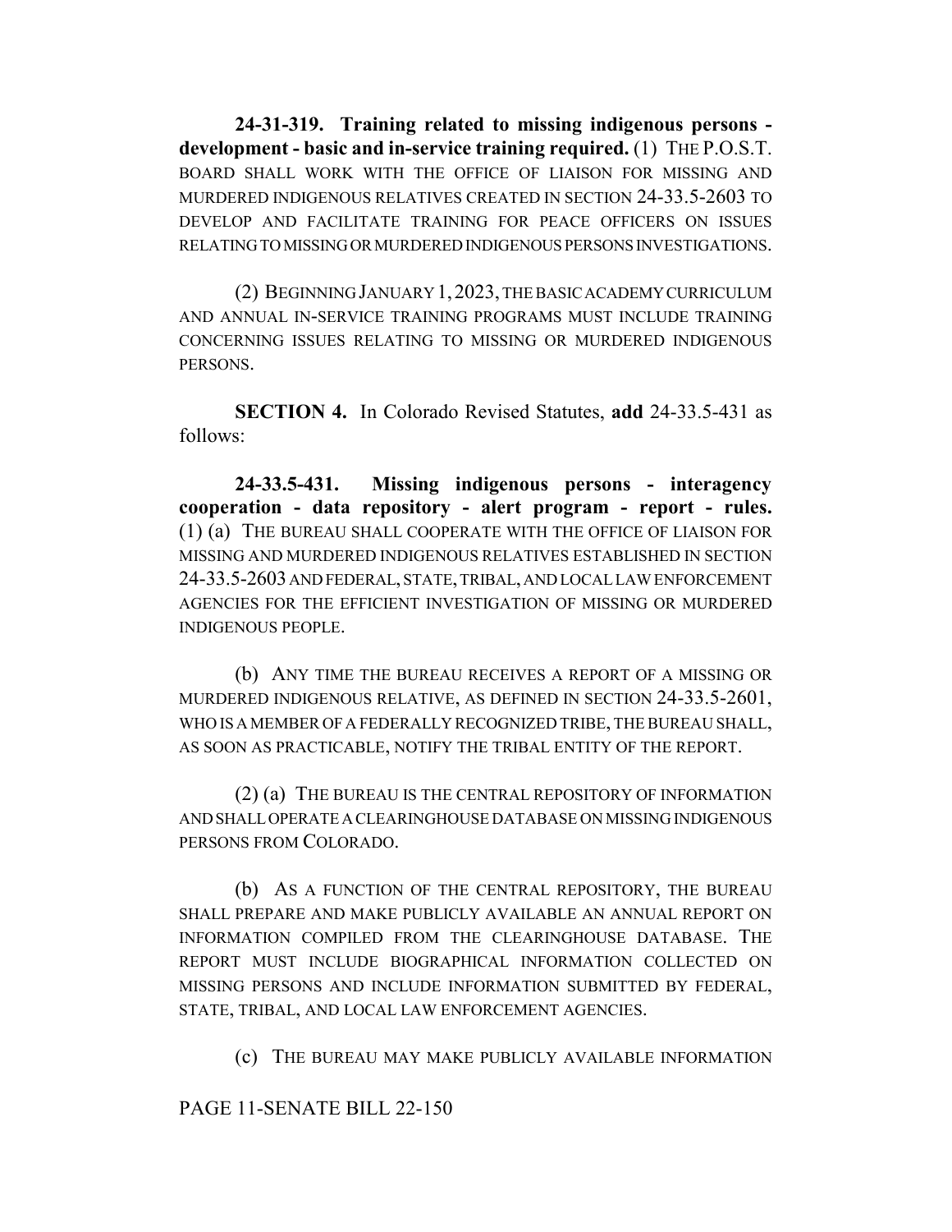**24-31-319. Training related to missing indigenous persons - development - basic and in-service training required.** (1) THE P.O.S.T. BOARD SHALL WORK WITH THE OFFICE OF LIAISON FOR MISSING AND MURDERED INDIGENOUS RELATIVES CREATED IN SECTION 24-33.5-2603 TO DEVELOP AND FACILITATE TRAINING FOR PEACE OFFICERS ON ISSUES RELATING TO MISSING OR MURDERED INDIGENOUS PERSONS INVESTIGATIONS.

(2) BEGINNING JANUARY 1, 2023, THE BASIC ACADEMY CURRICULUM AND ANNUAL IN-SERVICE TRAINING PROGRAMS MUST INCLUDE TRAINING CONCERNING ISSUES RELATING TO MISSING OR MURDERED INDIGENOUS PERSONS.

**SECTION 4.** In Colorado Revised Statutes, **add** 24-33.5-431 as follows:

**24-33.5-431. Missing indigenous persons - interagency cooperation - data repository - alert program - report - rules.** (1) (a) THE BUREAU SHALL COOPERATE WITH THE OFFICE OF LIAISON FOR MISSING AND MURDERED INDIGENOUS RELATIVES ESTABLISHED IN SECTION 24-33.5-2603 AND FEDERAL, STATE, TRIBAL, AND LOCAL LAW ENFORCEMENT AGENCIES FOR THE EFFICIENT INVESTIGATION OF MISSING OR MURDERED INDIGENOUS PEOPLE.

(b) ANY TIME THE BUREAU RECEIVES A REPORT OF A MISSING OR MURDERED INDIGENOUS RELATIVE, AS DEFINED IN SECTION 24-33.5-2601, WHO IS A MEMBER OF A FEDERALLY RECOGNIZED TRIBE, THE BUREAU SHALL, AS SOON AS PRACTICABLE, NOTIFY THE TRIBAL ENTITY OF THE REPORT.

(2) (a) THE BUREAU IS THE CENTRAL REPOSITORY OF INFORMATION AND SHALL OPERATE A CLEARINGHOUSE DATABASE ON MISSING INDIGENOUS PERSONS FROM COLORADO.

(b) AS A FUNCTION OF THE CENTRAL REPOSITORY, THE BUREAU SHALL PREPARE AND MAKE PUBLICLY AVAILABLE AN ANNUAL REPORT ON INFORMATION COMPILED FROM THE CLEARINGHOUSE DATABASE. THE REPORT MUST INCLUDE BIOGRAPHICAL INFORMATION COLLECTED ON MISSING PERSONS AND INCLUDE INFORMATION SUBMITTED BY FEDERAL, STATE, TRIBAL, AND LOCAL LAW ENFORCEMENT AGENCIES.

(c) THE BUREAU MAY MAKE PUBLICLY AVAILABLE INFORMATION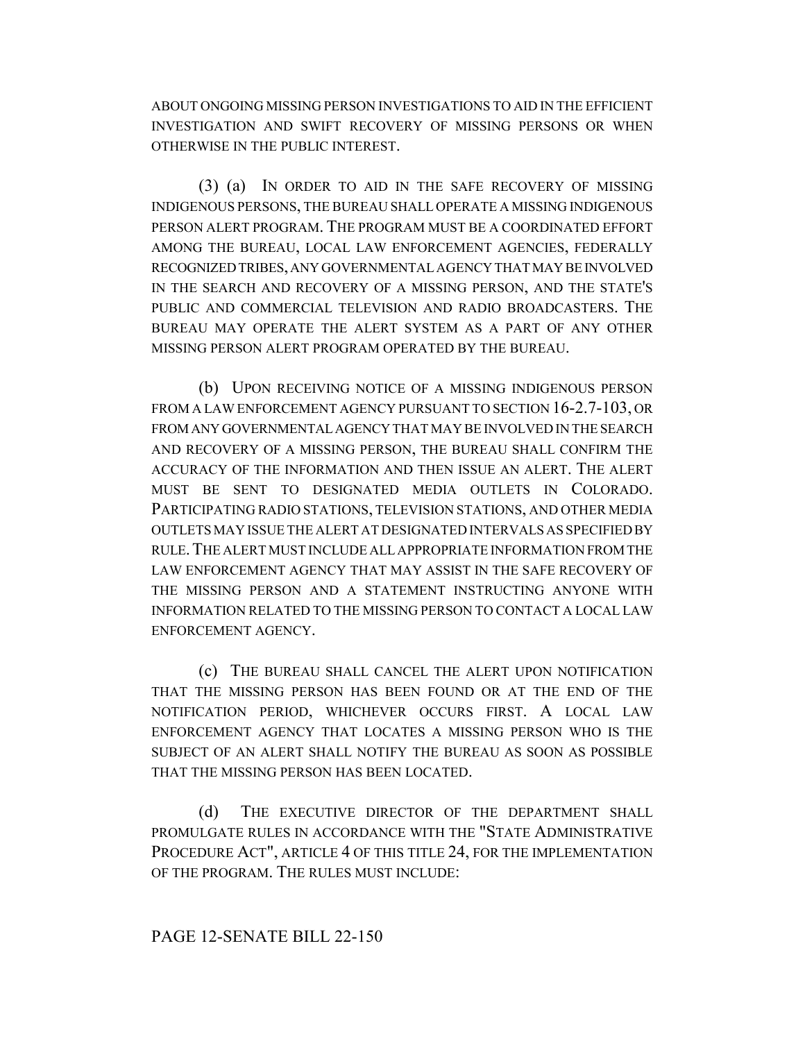ABOUT ONGOING MISSING PERSON INVESTIGATIONS TO AID IN THE EFFICIENT INVESTIGATION AND SWIFT RECOVERY OF MISSING PERSONS OR WHEN OTHERWISE IN THE PUBLIC INTEREST.

(3) (a) IN ORDER TO AID IN THE SAFE RECOVERY OF MISSING INDIGENOUS PERSONS, THE BUREAU SHALL OPERATE A MISSING INDIGENOUS PERSON ALERT PROGRAM. THE PROGRAM MUST BE A COORDINATED EFFORT AMONG THE BUREAU, LOCAL LAW ENFORCEMENT AGENCIES, FEDERALLY RECOGNIZED TRIBES, ANY GOVERNMENTAL AGENCY THAT MAY BE INVOLVED IN THE SEARCH AND RECOVERY OF A MISSING PERSON, AND THE STATE'S PUBLIC AND COMMERCIAL TELEVISION AND RADIO BROADCASTERS. THE BUREAU MAY OPERATE THE ALERT SYSTEM AS A PART OF ANY OTHER MISSING PERSON ALERT PROGRAM OPERATED BY THE BUREAU.

(b) UPON RECEIVING NOTICE OF A MISSING INDIGENOUS PERSON FROM A LAW ENFORCEMENT AGENCY PURSUANT TO SECTION 16-2.7-103, OR FROM ANY GOVERNMENTAL AGENCY THAT MAY BE INVOLVED IN THE SEARCH AND RECOVERY OF A MISSING PERSON, THE BUREAU SHALL CONFIRM THE ACCURACY OF THE INFORMATION AND THEN ISSUE AN ALERT. THE ALERT MUST BE SENT TO DESIGNATED MEDIA OUTLETS IN COLORADO. PARTICIPATING RADIO STATIONS, TELEVISION STATIONS, AND OTHER MEDIA OUTLETS MAY ISSUE THE ALERT AT DESIGNATED INTERVALS AS SPECIFIED BY RULE. THE ALERT MUST INCLUDE ALL APPROPRIATE INFORMATION FROM THE LAW ENFORCEMENT AGENCY THAT MAY ASSIST IN THE SAFE RECOVERY OF THE MISSING PERSON AND A STATEMENT INSTRUCTING ANYONE WITH INFORMATION RELATED TO THE MISSING PERSON TO CONTACT A LOCAL LAW ENFORCEMENT AGENCY.

(c) THE BUREAU SHALL CANCEL THE ALERT UPON NOTIFICATION THAT THE MISSING PERSON HAS BEEN FOUND OR AT THE END OF THE NOTIFICATION PERIOD, WHICHEVER OCCURS FIRST. A LOCAL LAW ENFORCEMENT AGENCY THAT LOCATES A MISSING PERSON WHO IS THE SUBJECT OF AN ALERT SHALL NOTIFY THE BUREAU AS SOON AS POSSIBLE THAT THE MISSING PERSON HAS BEEN LOCATED.

(d) THE EXECUTIVE DIRECTOR OF THE DEPARTMENT SHALL PROMULGATE RULES IN ACCORDANCE WITH THE "STATE ADMINISTRATIVE PROCEDURE ACT", ARTICLE 4 OF THIS TITLE 24, FOR THE IMPLEMENTATION OF THE PROGRAM. THE RULES MUST INCLUDE: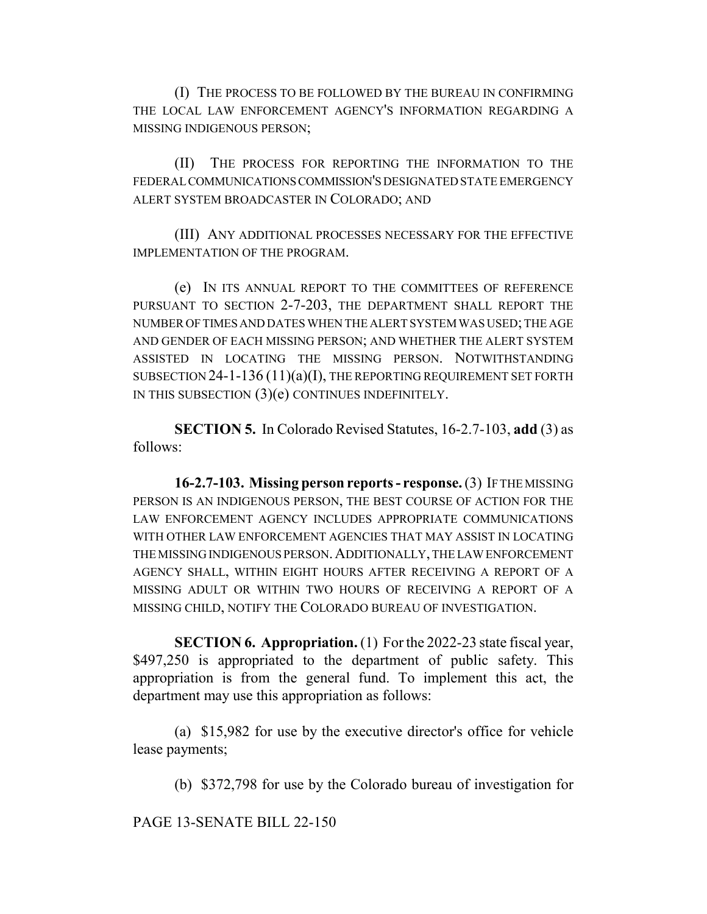(I) THE PROCESS TO BE FOLLOWED BY THE BUREAU IN CONFIRMING THE LOCAL LAW ENFORCEMENT AGENCY'S INFORMATION REGARDING A MISSING INDIGENOUS PERSON;

(II) THE PROCESS FOR REPORTING THE INFORMATION TO THE FEDERAL COMMUNICATIONS COMMISSION'S DESIGNATED STATE EMERGENCY ALERT SYSTEM BROADCASTER IN COLORADO; AND

(III) ANY ADDITIONAL PROCESSES NECESSARY FOR THE EFFECTIVE IMPLEMENTATION OF THE PROGRAM.

(e) IN ITS ANNUAL REPORT TO THE COMMITTEES OF REFERENCE PURSUANT TO SECTION 2-7-203, THE DEPARTMENT SHALL REPORT THE NUMBER OF TIMES AND DATES WHEN THE ALERT SYSTEM WAS USED; THE AGE AND GENDER OF EACH MISSING PERSON; AND WHETHER THE ALERT SYSTEM ASSISTED IN LOCATING THE MISSING PERSON. NOTWITHSTANDING SUBSECTION 24-1-136 (11)(a)(I), THE REPORTING REQUIREMENT SET FORTH IN THIS SUBSECTION (3)(e) CONTINUES INDEFINITELY.

**SECTION 5.** In Colorado Revised Statutes, 16-2.7-103, **add** (3) as follows:

**16-2.7-103. Missing person reports - response.** (3) IF THE MISSING PERSON IS AN INDIGENOUS PERSON, THE BEST COURSE OF ACTION FOR THE LAW ENFORCEMENT AGENCY INCLUDES APPROPRIATE COMMUNICATIONS WITH OTHER LAW ENFORCEMENT AGENCIES THAT MAY ASSIST IN LOCATING THE MISSING INDIGENOUS PERSON. ADDITIONALLY, THE LAW ENFORCEMENT AGENCY SHALL, WITHIN EIGHT HOURS AFTER RECEIVING A REPORT OF A MISSING ADULT OR WITHIN TWO HOURS OF RECEIVING A REPORT OF A MISSING CHILD, NOTIFY THE COLORADO BUREAU OF INVESTIGATION.

**SECTION 6. Appropriation.** (1) For the 2022-23 state fiscal year, $497,250 is appropriated to the department of public safety. This appropriation is from the general fund. To implement this act, the department may use this appropriation as follows:

(a) $15,982 for use by the executive director's office for vehicle lease payments;

(b) $372,798 for use by the Colorado bureau of investigation for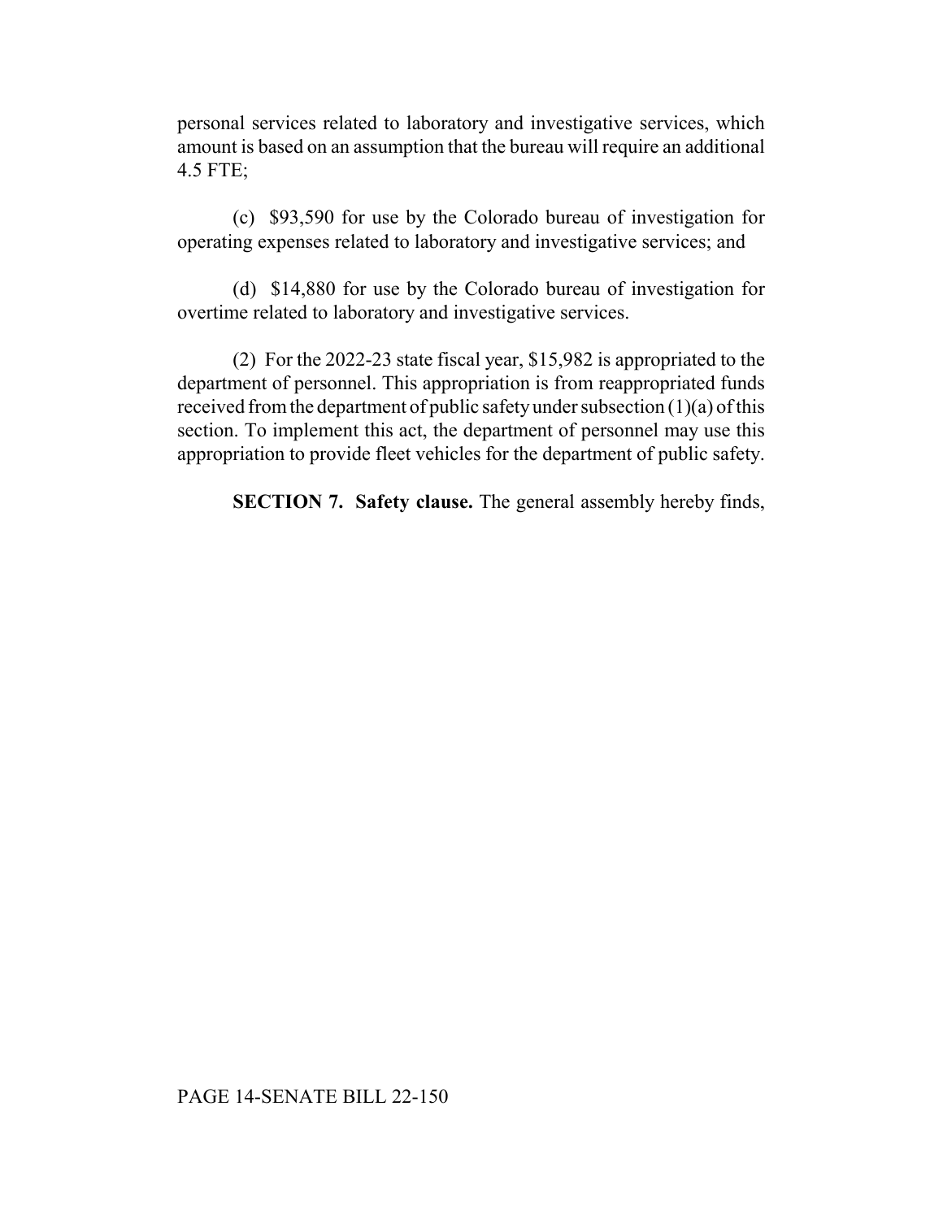personal services related to laboratory and investigative services, which amount is based on an assumption that the bureau will require an additional 4.5 FTE;

(c) $93,590 for use by the Colorado bureau of investigation for operating expenses related to laboratory and investigative services; and

(d) $14,880 for use by the Colorado bureau of investigation for overtime related to laboratory and investigative services.

(2) For the 2022-23 state fiscal year, $15,982 is appropriated to the department of personnel. This appropriation is from reappropriated funds received from the department of public safety under subsection (1)(a) of this section. To implement this act, the department of personnel may use this appropriation to provide fleet vehicles for the department of public safety.

**SECTION 7. Safety clause.** The general assembly hereby finds,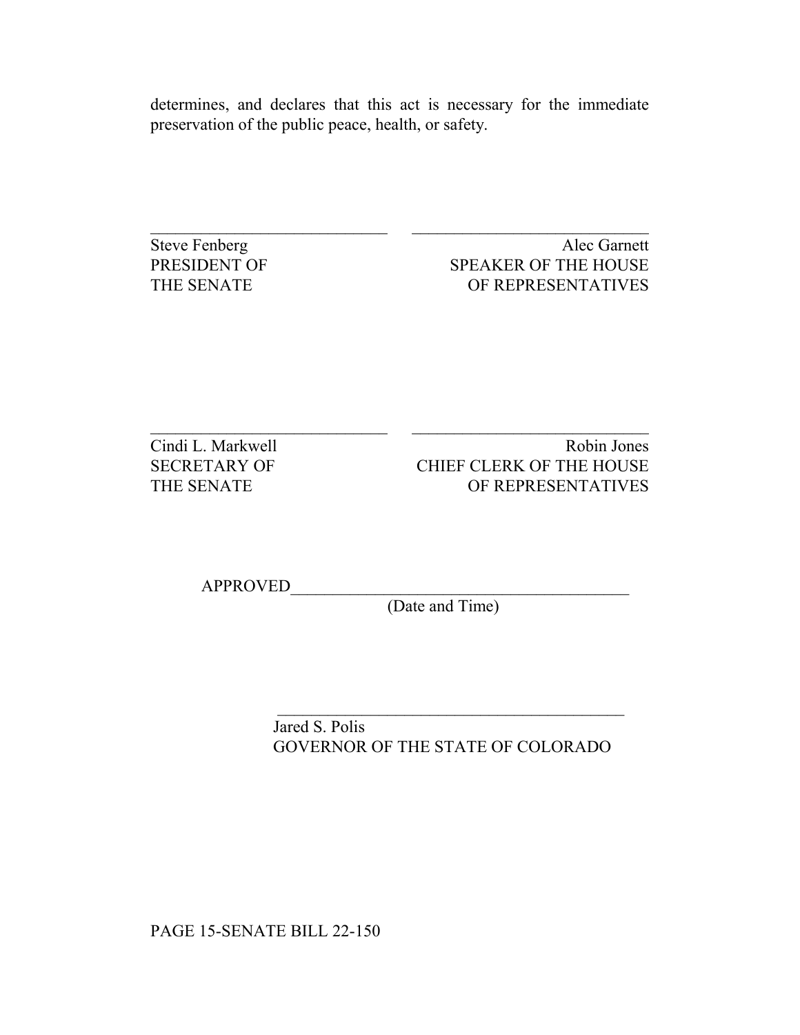determines, and declares that this act is necessary for the immediate preservation of the public peace, health, or safety.

____________________________ ____________________________

Steve Fenberg — PRESIDENT OF THE SENATE

Alec Garnett — SPEAKER OF THE HOUSE OF REPRESENTATIVES

____________________________ ____________________________

Cindi L. Markwell — SECRETARY OF THE SENATE

Robin Jones — CHIEF CLERK OF THE HOUSE OF REPRESENTATIVES

APPROVED________________________________________
(Date and Time)

_________________________________________

Jared S. Polis
GOVERNOR OF THE STATE OF COLORADO

PAGE 15-SENATE BILL 22-150